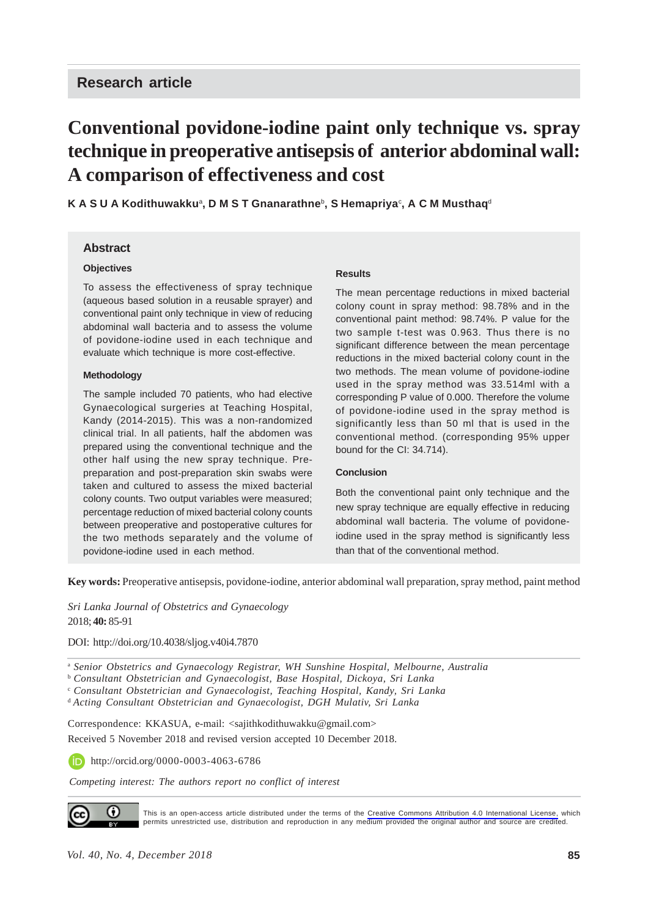Research article

# Conventional povidone-iodine paint only technique vs. spray technique in preoperative antisepsis of anterior abdominal wall: A comparison of effectiveness and cost

**K A S U A Kodithuwakku[a], D M S T Gnanarathne[b], S Hemapriya[c], A C M Musthaq[d]**

## Abstract

### Objectives

To assess the effectiveness of spray technique (aqueous based solution in a reusable sprayer) and conventional paint only technique in view of reducing abdominal wall bacteria and to assess the volume of povidone-iodine used in each technique and evaluate which technique is more cost-effective.

### Methodology

The sample included 70 patients, who had elective Gynaecological surgeries at Teaching Hospital, Kandy (2014-2015). This was a non-randomized clinical trial. In all patients, half the abdomen was prepared using the conventional technique and the other half using the new spray technique. Pre-preparation and post-preparation skin swabs were taken and cultured to assess the mixed bacterial colony counts. Two output variables were measured; percentage reduction of mixed bacterial colony counts between preoperative and postoperative cultures for the two methods separately and the volume of povidone-iodine used in each method.

### Results

The mean percentage reductions in mixed bacterial colony count in spray method: 98.78% and in the conventional paint method: 98.74%. P value for the two sample t-test was 0.963. Thus there is no significant difference between the mean percentage reductions in the mixed bacterial colony count in the two methods. The mean volume of povidone-iodine used in the spray method was 33.514ml with a corresponding P value of 0.000. Therefore the volume of povidone-iodine used in the spray method is significantly less than 50 ml that is used in the conventional method. (corresponding 95% upper bound for the CI: 34.714).

### Conclusion

Both the conventional paint only technique and the new spray technique are equally effective in reducing abdominal wall bacteria. The volume of povidone-iodine used in the spray method is significantly less than that of the conventional method.

**Key words:** Preoperative antisepsis, povidone-iodine, anterior abdominal wall preparation, spray method, paint method

*Sri Lanka Journal of Obstetrics and Gynaecology*
2018; **40:** 85-91

DOI: http://doi.org/10.4038/sljog.v40i4.7870

[a] *Senior Obstetrics and Gynaecology Registrar, WH Sunshine Hospital, Melbourne, Australia*
[b] *Consultant Obstetrician and Gynaecologist, Base Hospital, Dickoya, Sri Lanka*
[c] *Consultant Obstetrician and Gynaecologist, Teaching Hospital, Kandy, Sri Lanka*
[d] *Acting Consultant Obstetrician and Gynaecologist, DGH Mulativ, Sri Lanka*

Correspondence: KKASUA, e-mail: <sajithkodithuwakku@gmail.com>
Received 5 November 2018 and revised version accepted 10 December 2018.

http://orcid.org/0000-0003-4063-6786

*Competing interest: The authors report no conflict of interest*

This is an open-access article distributed under the terms of the Creative Commons Attribution 4.0 International License, which permits unrestricted use, distribution and reproduction in any medium provided the original author and source are credited.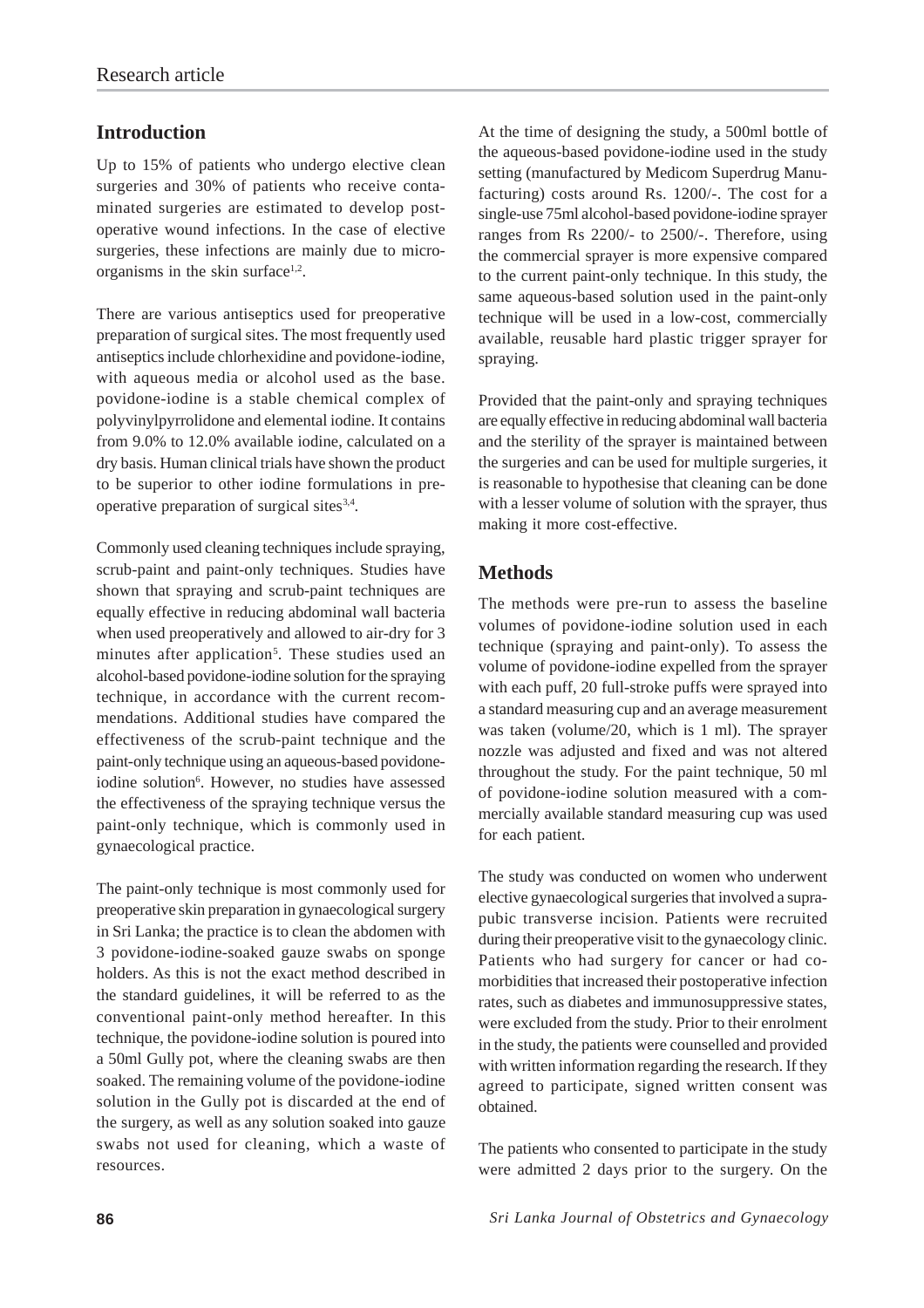## Introduction

Up to 15% of patients who undergo elective clean surgeries and 30% of patients who receive contaminated surgeries are estimated to develop postoperative wound infections. In the case of elective surgeries, these infections are mainly due to microorganisms in the skin surface[1,2].

There are various antiseptics used for preoperative preparation of surgical sites. The most frequently used antiseptics include chlorhexidine and povidone-iodine, with aqueous media or alcohol used as the base. povidone-iodine is a stable chemical complex of polyvinylpyrrolidone and elemental iodine. It contains from 9.0% to 12.0% available iodine, calculated on a dry basis. Human clinical trials have shown the product to be superior to other iodine formulations in preoperative preparation of surgical sites[3,4].

Commonly used cleaning techniques include spraying, scrub-paint and paint-only techniques. Studies have shown that spraying and scrub-paint techniques are equally effective in reducing abdominal wall bacteria when used preoperatively and allowed to air-dry for 3 minutes after application[5]. These studies used an alcohol-based povidone-iodine solution for the spraying technique, in accordance with the current recommendations. Additional studies have compared the effectiveness of the scrub-paint technique and the paint-only technique using an aqueous-based povidone-iodine solution[6]. However, no studies have assessed the effectiveness of the spraying technique versus the paint-only technique, which is commonly used in gynaecological practice.

The paint-only technique is most commonly used for preoperative skin preparation in gynaecological surgery in Sri Lanka; the practice is to clean the abdomen with 3 povidone-iodine-soaked gauze swabs on sponge holders. As this is not the exact method described in the standard guidelines, it will be referred to as the conventional paint-only method hereafter. In this technique, the povidone-iodine solution is poured into a 50ml Gully pot, where the cleaning swabs are then soaked. The remaining volume of the povidone-iodine solution in the Gully pot is discarded at the end of the surgery, as well as any solution soaked into gauze swabs not used for cleaning, which a waste of resources.

At the time of designing the study, a 500ml bottle of the aqueous-based povidone-iodine used in the study setting (manufactured by Medicom Superdrug Manufacturing) costs around Rs. 1200/-. The cost for a single-use 75ml alcohol-based povidone-iodine sprayer ranges from Rs 2200/- to 2500/-. Therefore, using the commercial sprayer is more expensive compared to the current paint-only technique. In this study, the same aqueous-based solution used in the paint-only technique will be used in a low-cost, commercially available, reusable hard plastic trigger sprayer for spraying.

Provided that the paint-only and spraying techniques are equally effective in reducing abdominal wall bacteria and the sterility of the sprayer is maintained between the surgeries and can be used for multiple surgeries, it is reasonable to hypothesise that cleaning can be done with a lesser volume of solution with the sprayer, thus making it more cost-effective.

## Methods

The methods were pre-run to assess the baseline volumes of povidone-iodine solution used in each technique (spraying and paint-only). To assess the volume of povidone-iodine expelled from the sprayer with each puff, 20 full-stroke puffs were sprayed into a standard measuring cup and an average measurement was taken (volume/20, which is 1 ml). The sprayer nozzle was adjusted and fixed and was not altered throughout the study. For the paint technique, 50 ml of povidone-iodine solution measured with a commercially available standard measuring cup was used for each patient.

The study was conducted on women who underwent elective gynaecological surgeries that involved a suprapubic transverse incision. Patients were recruited during their preoperative visit to the gynaecology clinic. Patients who had surgery for cancer or had comorbidities that increased their postoperative infection rates, such as diabetes and immunosuppressive states, were excluded from the study. Prior to their enrolment in the study, the patients were counselled and provided with written information regarding the research. If they agreed to participate, signed written consent was obtained.

The patients who consented to participate in the study were admitted 2 days prior to the surgery. On the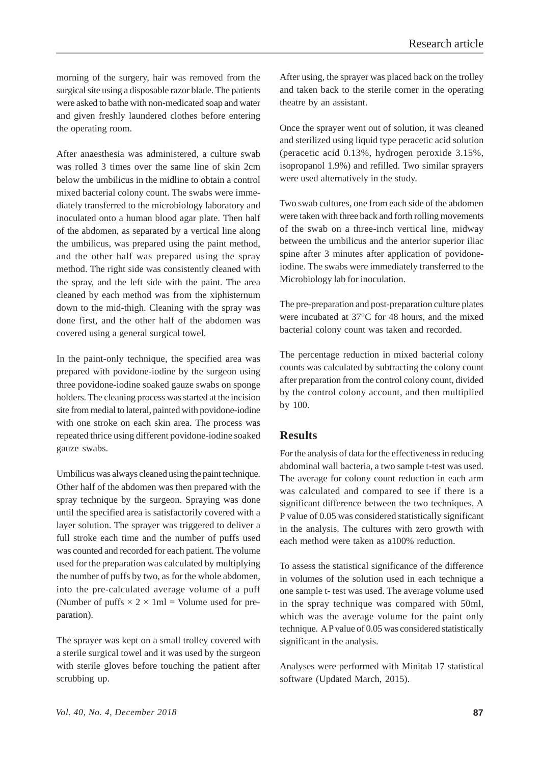morning of the surgery, hair was removed from the surgical site using a disposable razor blade. The patients were asked to bathe with non-medicated soap and water and given freshly laundered clothes before entering the operating room.

After anaesthesia was administered, a culture swab was rolled 3 times over the same line of skin 2cm below the umbilicus in the midline to obtain a control mixed bacterial colony count. The swabs were immediately transferred to the microbiology laboratory and inoculated onto a human blood agar plate. Then half of the abdomen, as separated by a vertical line along the umbilicus, was prepared using the paint method, and the other half was prepared using the spray method. The right side was consistently cleaned with the spray, and the left side with the paint. The area cleaned by each method was from the xiphisternum down to the mid-thigh. Cleaning with the spray was done first, and the other half of the abdomen was covered using a general surgical towel.

In the paint-only technique, the specified area was prepared with povidone-iodine by the surgeon using three povidone-iodine soaked gauze swabs on sponge holders. The cleaning process was started at the incision site from medial to lateral, painted with povidone-iodine with one stroke on each skin area. The process was repeated thrice using different povidone-iodine soaked gauze swabs.

Umbilicus was always cleaned using the paint technique. Other half of the abdomen was then prepared with the spray technique by the surgeon. Spraying was done until the specified area is satisfactorily covered with a layer solution. The sprayer was triggered to deliver a full stroke each time and the number of puffs used was counted and recorded for each patient. The volume used for the preparation was calculated by multiplying the number of puffs by two, as for the whole abdomen, into the pre-calculated average volume of a puff (Number of puffs $\times$ 2 $\times$ 1ml = Volume used for preparation).

The sprayer was kept on a small trolley covered with a sterile surgical towel and it was used by the surgeon with sterile gloves before touching the patient after scrubbing up.

After using, the sprayer was placed back on the trolley and taken back to the sterile corner in the operating theatre by an assistant.

Once the sprayer went out of solution, it was cleaned and sterilized using liquid type peracetic acid solution (peracetic acid 0.13%, hydrogen peroxide 3.15%, isopropanol 1.9%) and refilled. Two similar sprayers were used alternatively in the study.

Two swab cultures, one from each side of the abdomen were taken with three back and forth rolling movements of the swab on a three-inch vertical line, midway between the umbilicus and the anterior superior iliac spine after 3 minutes after application of povidone-iodine. The swabs were immediately transferred to the Microbiology lab for inoculation.

The pre-preparation and post-preparation culture plates were incubated at 37°C for 48 hours, and the mixed bacterial colony count was taken and recorded.

The percentage reduction in mixed bacterial colony counts was calculated by subtracting the colony count after preparation from the control colony count, divided by the control colony account, and then multiplied by 100.

## Results

For the analysis of data for the effectiveness in reducing abdominal wall bacteria, a two sample t-test was used. The average for colony count reduction in each arm was calculated and compared to see if there is a significant difference between the two techniques. A P value of 0.05 was considered statistically significant in the analysis. The cultures with zero growth with each method were taken as a100% reduction.

To assess the statistical significance of the difference in volumes of the solution used in each technique a one sample t- test was used. The average volume used in the spray technique was compared with 50ml, which was the average volume for the paint only technique. A P value of 0.05 was considered statistically significant in the analysis.

Analyses were performed with Minitab 17 statistical software (Updated March, 2015).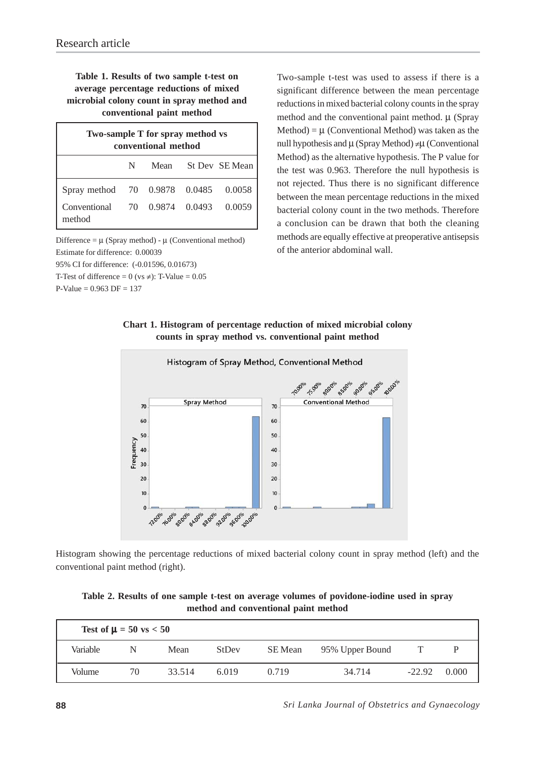**Table 1. Results of two sample t-test on average percentage reductions of mixed microbial colony count in spray method and conventional paint method**

| Two-sample T for spray method vs conventional method | | | | |
|---|---|---|---|---|
| | N | Mean | St Dev | SE Mean |
| Spray method | 70 | 0.9878 | 0.0485 | 0.0058 |
| Conventional method | 70 | 0.9874 | 0.0493 | 0.0059 |

Difference = μ (Spray method) - μ (Conventional method)
Estimate for difference: 0.00039
95% CI for difference: (-0.01596, 0.01673)
T-Test of difference = 0 (vs ≠): T-Value = 0.05
P-Value = 0.963 DF = 137

Two-sample t-test was used to assess if there is a significant difference between the mean percentage reductions in mixed bacterial colony counts in the spray method and the conventional paint method. μ (Spray Method) = μ (Conventional Method) was taken as the null hypothesis and μ (Spray Method) ≠μ (Conventional Method) as the alternative hypothesis. The P value for the test was 0.963. Therefore the null hypothesis is not rejected. Thus there is no significant difference between the mean percentage reductions in the mixed bacterial colony count in the two methods. Therefore a conclusion can be drawn that both the cleaning methods are equally effective at preoperative antisepsis of the anterior abdominal wall.

**Chart 1. Histogram of percentage reduction of mixed microbial colony counts in spray method vs. conventional paint method**

Histogram showing the percentage reductions of mixed bacterial colony count in spray method (left) and the conventional paint method (right).

**Table 2. Results of one sample t-test on average volumes of povidone-iodine used in spray method and conventional paint method**

| Test of μ = 50 vs < 50 | | | | | | | |
|---|---|---|---|---|---|---|---|
| Variable | N | Mean | StDev | SE Mean | 95% Upper Bound | T | P |
| Volume | 70 | 33.514 | 6.019 | 0.719 | 34.714 | -22.92 | 0.000 |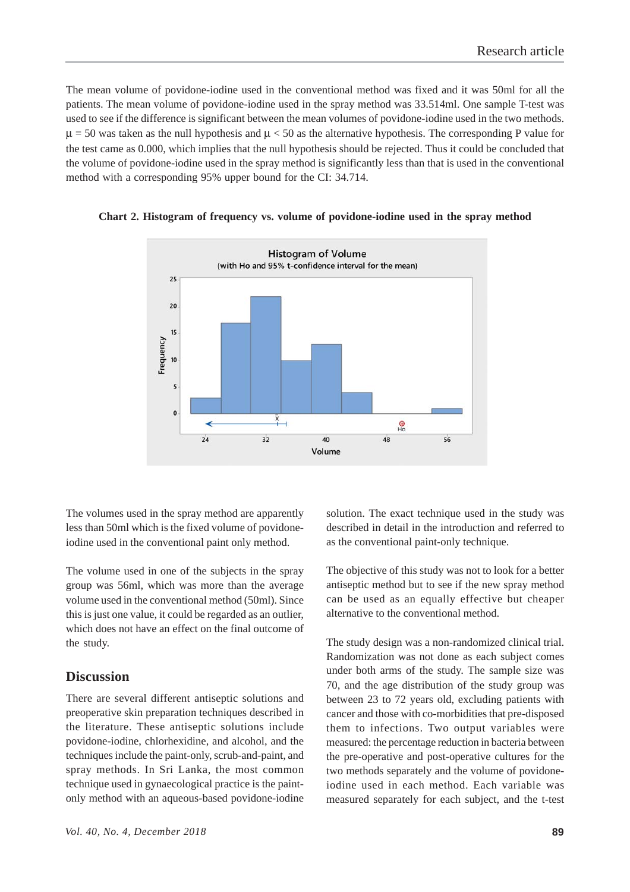The mean volume of povidone-iodine used in the conventional method was fixed and it was 50ml for all the patients. The mean volume of povidone-iodine used in the spray method was 33.514ml. One sample T-test was used to see if the difference is significant between the mean volumes of povidone-iodine used in the two methods. $\mu = 50$ was taken as the null hypothesis and $\mu < 50$ as the alternative hypothesis. The corresponding P value for the test came as 0.000, which implies that the null hypothesis should be rejected. Thus it could be concluded that the volume of povidone-iodine used in the spray method is significantly less than that is used in the conventional method with a corresponding 95% upper bound for the CI: 34.714.

**Chart 2. Histogram of frequency vs. volume of povidone-iodine used in the spray method**

The volumes used in the spray method are apparently less than 50ml which is the fixed volume of povidone-iodine used in the conventional paint only method.

The volume used in one of the subjects in the spray group was 56ml, which was more than the average volume used in the conventional method (50ml). Since this is just one value, it could be regarded as an outlier, which does not have an effect on the final outcome of the study.

## Discussion

There are several different antiseptic solutions and preoperative skin preparation techniques described in the literature. These antiseptic solutions include povidone-iodine, chlorhexidine, and alcohol, and the techniques include the paint-only, scrub-and-paint, and spray methods. In Sri Lanka, the most common technique used in gynaecological practice is the paint-only method with an aqueous-based povidone-iodine solution. The exact technique used in the study was described in detail in the introduction and referred to as the conventional paint-only technique.

The objective of this study was not to look for a better antiseptic method but to see if the new spray method can be used as an equally effective but cheaper alternative to the conventional method.

The study design was a non-randomized clinical trial. Randomization was not done as each subject comes under both arms of the study. The sample size was 70, and the age distribution of the study group was between 23 to 72 years old, excluding patients with cancer and those with co-morbidities that pre-disposed them to infections. Two output variables were measured: the percentage reduction in bacteria between the pre-operative and post-operative cultures for the two methods separately and the volume of povidone-iodine used in each method. Each variable was measured separately for each subject, and the t-test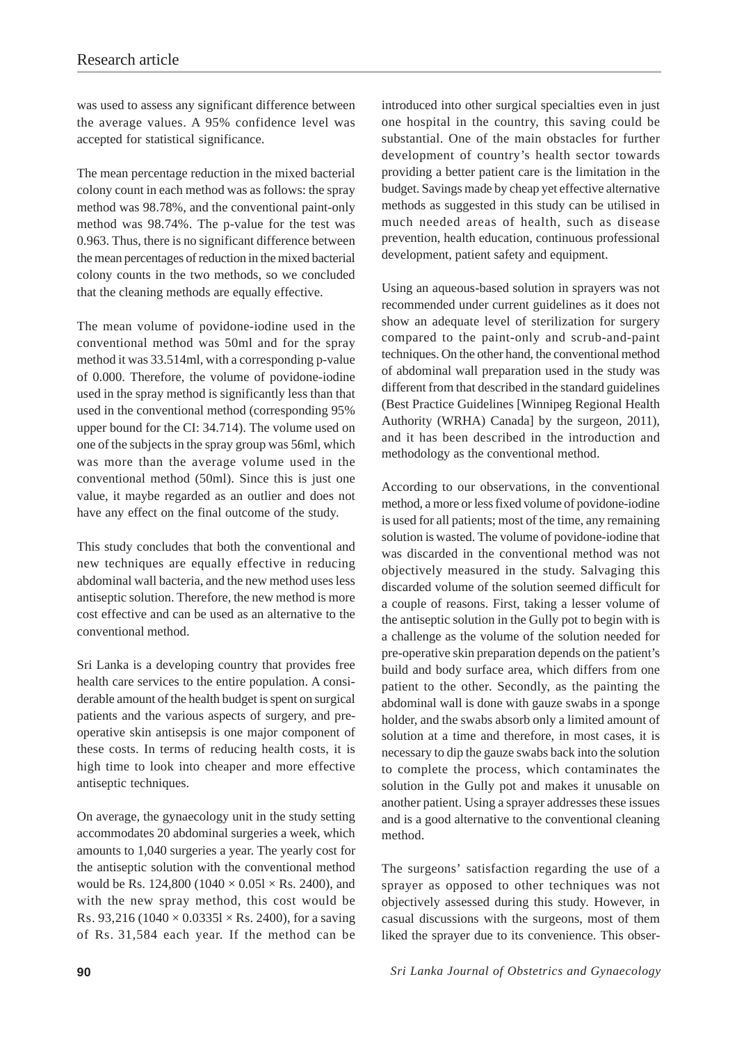was used to assess any significant difference between the average values. A 95% confidence level was accepted for statistical significance.

The mean percentage reduction in the mixed bacterial colony count in each method was as follows: the spray method was 98.78%, and the conventional paint-only method was 98.74%. The p-value for the test was 0.963. Thus, there is no significant difference between the mean percentages of reduction in the mixed bacterial colony counts in the two methods, so we concluded that the cleaning methods are equally effective.

The mean volume of povidone-iodine used in the conventional method was 50ml and for the spray method it was 33.514ml, with a corresponding p-value of 0.000. Therefore, the volume of povidone-iodine used in the spray method is significantly less than that used in the conventional method (corresponding 95% upper bound for the CI: 34.714). The volume used on one of the subjects in the spray group was 56ml, which was more than the average volume used in the conventional method (50ml). Since this is just one value, it maybe regarded as an outlier and does not have any effect on the final outcome of the study.

This study concludes that both the conventional and new techniques are equally effective in reducing abdominal wall bacteria, and the new method uses less antiseptic solution. Therefore, the new method is more cost effective and can be used as an alternative to the conventional method.

Sri Lanka is a developing country that provides free health care services to the entire population. A considerable amount of the health budget is spent on surgical patients and the various aspects of surgery, and pre-operative skin antisepsis is one major component of these costs. In terms of reducing health costs, it is high time to look into cheaper and more effective antiseptic techniques.

On average, the gynaecology unit in the study setting accommodates 20 abdominal surgeries a week, which amounts to 1,040 surgeries a year. The yearly cost for the antiseptic solution with the conventional method would be Rs. 124,800 ($1040 \times 0.05l \times$ Rs. 2400), and with the new spray method, this cost would be Rs. 93,216 ($1040 \times 0.0335l \times$ Rs. 2400), for a saving of Rs. 31,584 each year. If the method can be introduced into other surgical specialties even in just one hospital in the country, this saving could be substantial. One of the main obstacles for further development of country's health sector towards providing a better patient care is the limitation in the budget. Savings made by cheap yet effective alternative methods as suggested in this study can be utilised in much needed areas of health, such as disease prevention, health education, continuous professional development, patient safety and equipment.

Using an aqueous-based solution in sprayers was not recommended under current guidelines as it does not show an adequate level of sterilization for surgery compared to the paint-only and scrub-and-paint techniques. On the other hand, the conventional method of abdominal wall preparation used in the study was different from that described in the standard guidelines (Best Practice Guidelines [Winnipeg Regional Health Authority (WRHA) Canada] by the surgeon, 2011), and it has been described in the introduction and methodology as the conventional method.

According to our observations, in the conventional method, a more or less fixed volume of povidone-iodine is used for all patients; most of the time, any remaining solution is wasted. The volume of povidone-iodine that was discarded in the conventional method was not objectively measured in the study. Salvaging this discarded volume of the solution seemed difficult for a couple of reasons. First, taking a lesser volume of the antiseptic solution in the Gully pot to begin with is a challenge as the volume of the solution needed for pre-operative skin preparation depends on the patient's build and body surface area, which differs from one patient to the other. Secondly, as the painting the abdominal wall is done with gauze swabs in a sponge holder, and the swabs absorb only a limited amount of solution at a time and therefore, in most cases, it is necessary to dip the gauze swabs back into the solution to complete the process, which contaminates the solution in the Gully pot and makes it unusable on another patient. Using a sprayer addresses these issues and is a good alternative to the conventional cleaning method.

The surgeons' satisfaction regarding the use of a sprayer as opposed to other techniques was not objectively assessed during this study. However, in casual discussions with the surgeons, most of them liked the sprayer due to its convenience. This obser-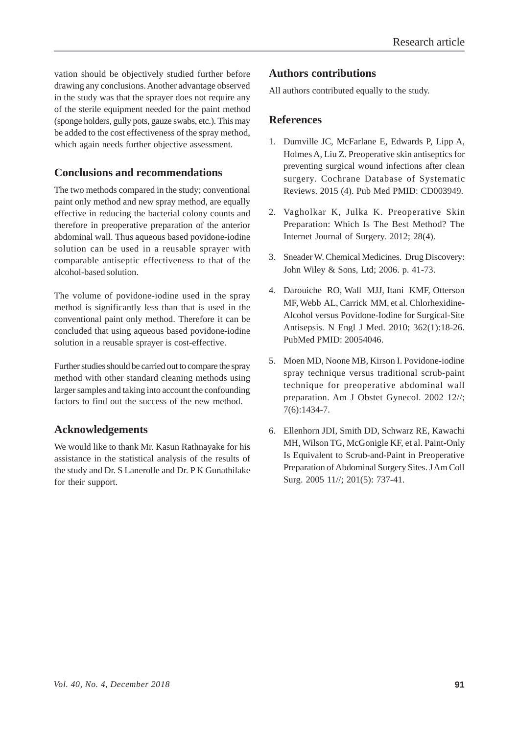vation should be objectively studied further before drawing any conclusions. Another advantage observed in the study was that the sprayer does not require any of the sterile equipment needed for the paint method (sponge holders, gully pots, gauze swabs, etc.). This may be added to the cost effectiveness of the spray method, which again needs further objective assessment.

## Conclusions and recommendations

The two methods compared in the study; conventional paint only method and new spray method, are equally effective in reducing the bacterial colony counts and therefore in preoperative preparation of the anterior abdominal wall. Thus aqueous based povidone-iodine solution can be used in a reusable sprayer with comparable antiseptic effectiveness to that of the alcohol-based solution.

The volume of povidone-iodine used in the spray method is significantly less than that is used in the conventional paint only method. Therefore it can be concluded that using aqueous based povidone-iodine solution in a reusable sprayer is cost-effective.

Further studies should be carried out to compare the spray method with other standard cleaning methods using larger samples and taking into account the confounding factors to find out the success of the new method.

## Acknowledgements

We would like to thank Mr. Kasun Rathnayake for his assistance in the statistical analysis of the results of the study and Dr. S Lanerolle and Dr. P K Gunathilake for their support.

## Authors contributions

All authors contributed equally to the study.

## References

1. Dumville JC, McFarlane E, Edwards P, Lipp A, Holmes A, Liu Z. Preoperative skin antiseptics for preventing surgical wound infections after clean surgery. Cochrane Database of Systematic Reviews. 2015 (4). Pub Med PMID: CD003949.

2. Vagholkar K, Julka K. Preoperative Skin Preparation: Which Is The Best Method? The Internet Journal of Surgery. 2012; 28(4).

3. Sneader W. Chemical Medicines. Drug Discovery: John Wiley & Sons, Ltd; 2006. p. 41-73.

4. Darouiche RO, Wall MJJ, Itani KMF, Otterson MF, Webb AL, Carrick MM, et al. Chlorhexidine-Alcohol versus Povidone-Iodine for Surgical-Site Antisepsis. N Engl J Med. 2010; 362(1):18-26. PubMed PMID: 20054046.

5. Moen MD, Noone MB, Kirson I. Povidone-iodine spray technique versus traditional scrub-paint technique for preoperative abdominal wall preparation. Am J Obstet Gynecol. 2002 12//; 7(6):1434-7.

6. Ellenhorn JDI, Smith DD, Schwarz RE, Kawachi MH, Wilson TG, McGonigle KF, et al. Paint-Only Is Equivalent to Scrub-and-Paint in Preoperative Preparation of Abdominal Surgery Sites. J Am Coll Surg. 2005 11//; 201(5): 737-41.